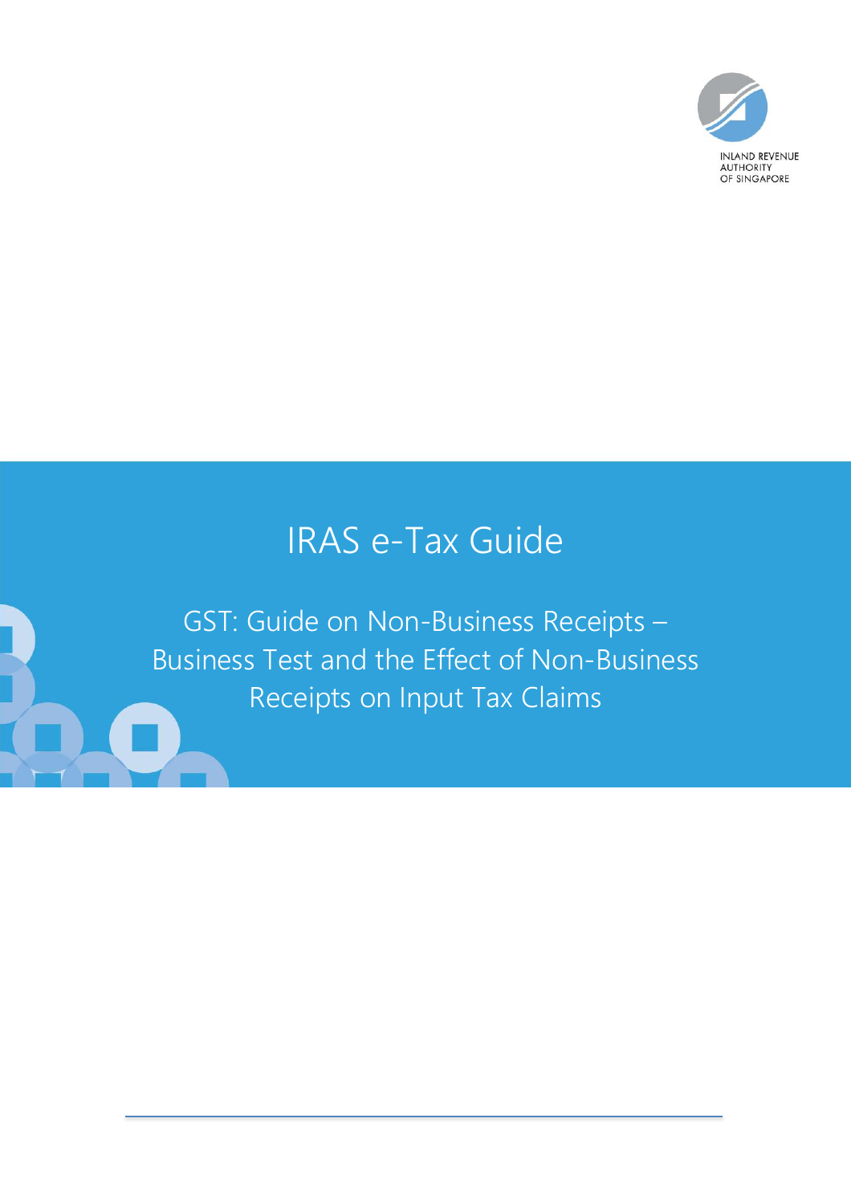INLAND REVENUE AUTHORITY OF SINGAPORE

# IRAS e-Tax Guide

## GST: Guide on Non-Business Receipts – Business Test and the Effect of Non-Business Receipts on Input Tax Claims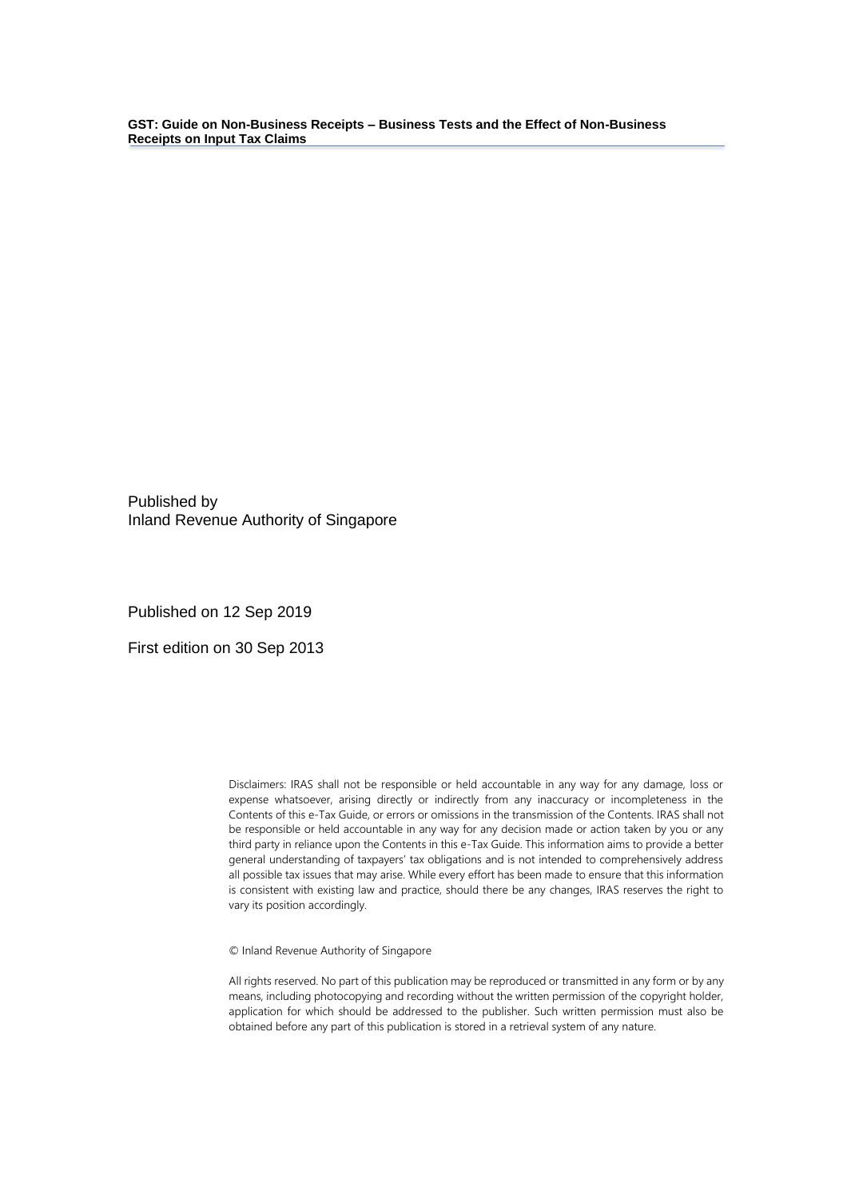Published by
Inland Revenue Authority of Singapore

Published on 12 Sep 2019

First edition on 30 Sep 2013

Disclaimers: IRAS shall not be responsible or held accountable in any way for any damage, loss or expense whatsoever, arising directly or indirectly from any inaccuracy or incompleteness in the Contents of this e-Tax Guide, or errors or omissions in the transmission of the Contents. IRAS shall not be responsible or held accountable in any way for any decision made or action taken by you or any third party in reliance upon the Contents in this e-Tax Guide. This information aims to provide a better general understanding of taxpayers' tax obligations and is not intended to comprehensively address all possible tax issues that may arise. While every effort has been made to ensure that this information is consistent with existing law and practice, should there be any changes, IRAS reserves the right to vary its position accordingly.

© Inland Revenue Authority of Singapore

All rights reserved. No part of this publication may be reproduced or transmitted in any form or by any means, including photocopying and recording without the written permission of the copyright holder, application for which should be addressed to the publisher. Such written permission must also be obtained before any part of this publication is stored in a retrieval system of any nature.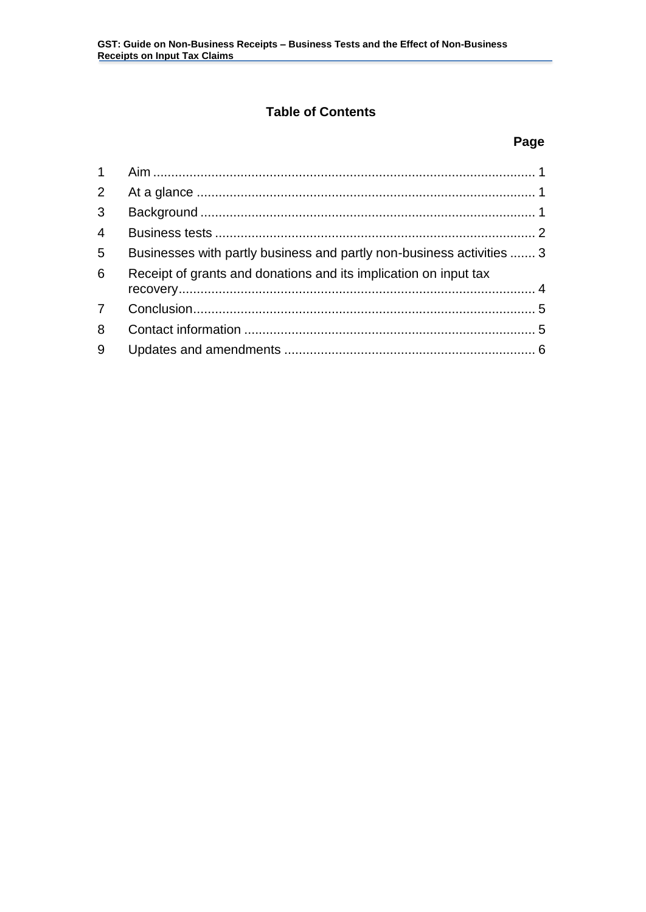## Table of Contents

| | | Page |
|---|---|---|
| 1 | Aim | 1 |
| 2 | At a glance | 1 |
| 3 | Background | 1 |
| 4 | Business tests | 2 |
| 5 | Businesses with partly business and partly non-business activities | 3 |
| 6 | Receipt of grants and donations and its implication on input tax recovery | 4 |
| 7 | Conclusion | 5 |
| 8 | Contact information | 5 |
| 9 | Updates and amendments | 6 |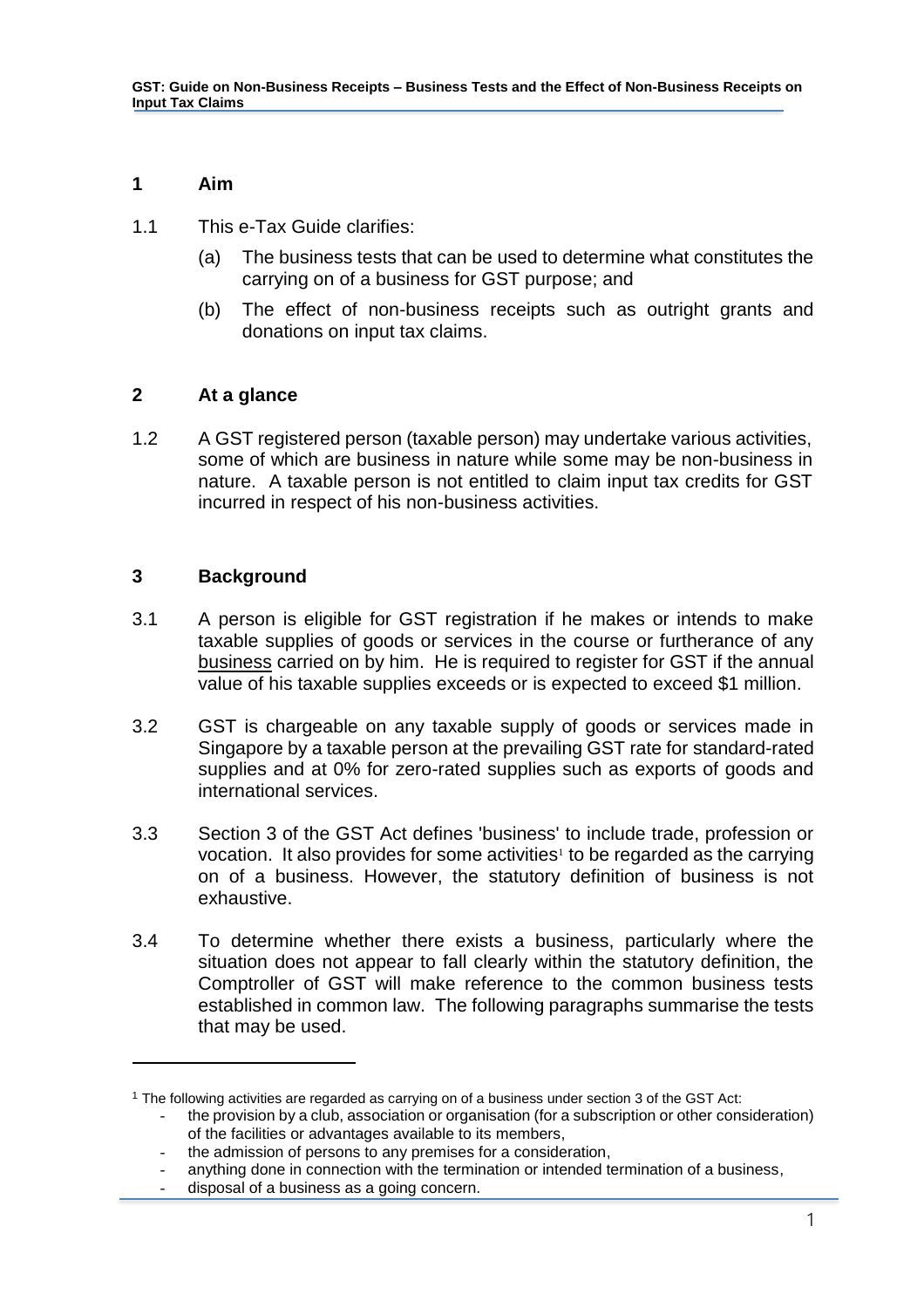## 1 Aim

1.1 This e-Tax Guide clarifies:

(a) The business tests that can be used to determine what constitutes the carrying on of a business for GST purpose; and

(b) The effect of non-business receipts such as outright grants and donations on input tax claims.

## 2 At a glance

1.2 A GST registered person (taxable person) may undertake various activities, some of which are business in nature while some may be non-business in nature. A taxable person is not entitled to claim input tax credits for GST incurred in respect of his non-business activities.

## 3 Background

3.1 A person is eligible for GST registration if he makes or intends to make taxable supplies of goods or services in the course or furtherance of any business carried on by him. He is required to register for GST if the annual value of his taxable supplies exceeds or is expected to exceed $1 million.

3.2 GST is chargeable on any taxable supply of goods or services made in Singapore by a taxable person at the prevailing GST rate for standard-rated supplies and at 0% for zero-rated supplies such as exports of goods and international services.

3.3 Section 3 of the GST Act defines 'business' to include trade, profession or vocation. It also provides for some activities[1] to be regarded as the carrying on of a business. However, the statutory definition of business is not exhaustive.

3.4 To determine whether there exists a business, particularly where the situation does not appear to fall clearly within the statutory definition, the Comptroller of GST will make reference to the common business tests established in common law. The following paragraphs summarise the tests that may be used.

---

[1] The following activities are regarded as carrying on of a business under section 3 of the GST Act:

- the provision by a club, association or organisation (for a subscription or other consideration) of the facilities or advantages available to its members,
- the admission of persons to any premises for a consideration,
- anything done in connection with the termination or intended termination of a business,
- disposal of a business as a going concern.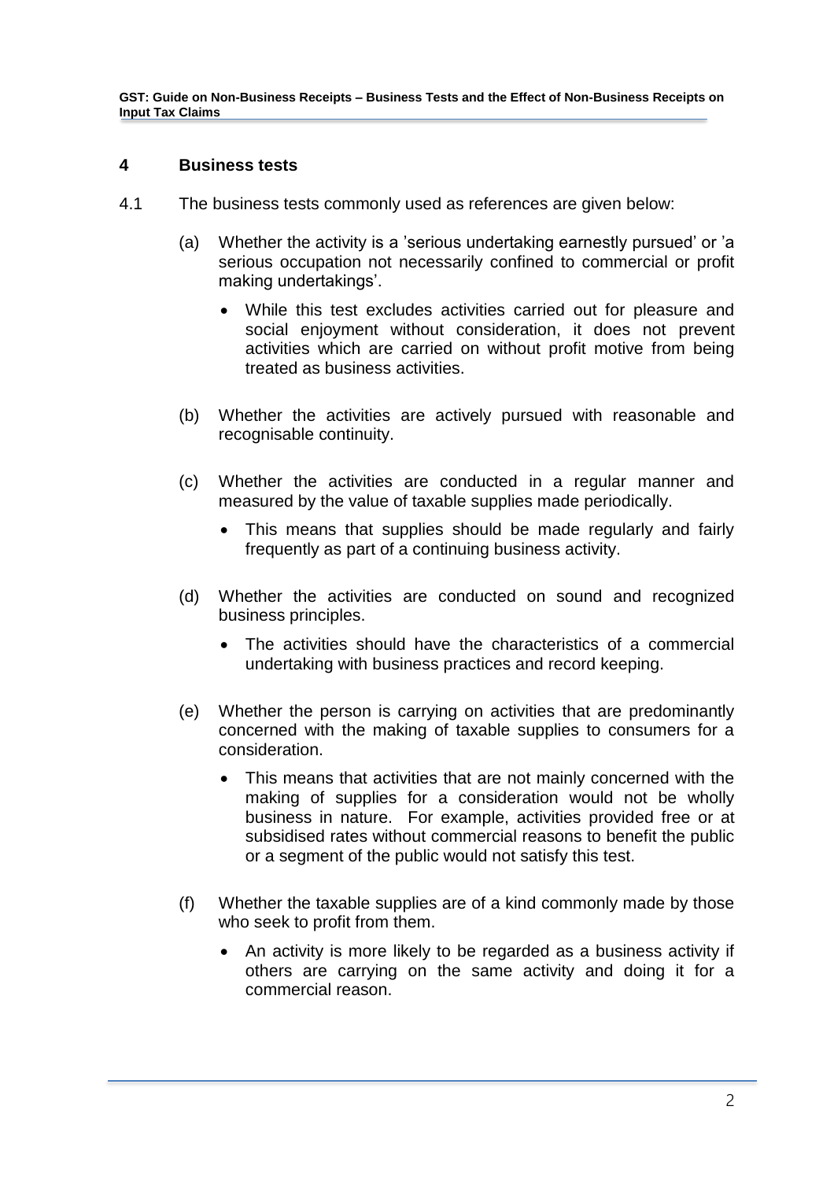## 4 Business tests

4.1 The business tests commonly used as references are given below:

(a) Whether the activity is a 'serious undertaking earnestly pursued' or 'a serious occupation not necessarily confined to commercial or profit making undertakings'.

- While this test excludes activities carried out for pleasure and social enjoyment without consideration, it does not prevent activities which are carried on without profit motive from being treated as business activities.

(b) Whether the activities are actively pursued with reasonable and recognisable continuity.

(c) Whether the activities are conducted in a regular manner and measured by the value of taxable supplies made periodically.

- This means that supplies should be made regularly and fairly frequently as part of a continuing business activity.

(d) Whether the activities are conducted on sound and recognized business principles.

- The activities should have the characteristics of a commercial undertaking with business practices and record keeping.

(e) Whether the person is carrying on activities that are predominantly concerned with the making of taxable supplies to consumers for a consideration.

- This means that activities that are not mainly concerned with the making of supplies for a consideration would not be wholly business in nature. For example, activities provided free or at subsidised rates without commercial reasons to benefit the public or a segment of the public would not satisfy this test.

(f) Whether the taxable supplies are of a kind commonly made by those who seek to profit from them.

- An activity is more likely to be regarded as a business activity if others are carrying on the same activity and doing it for a commercial reason.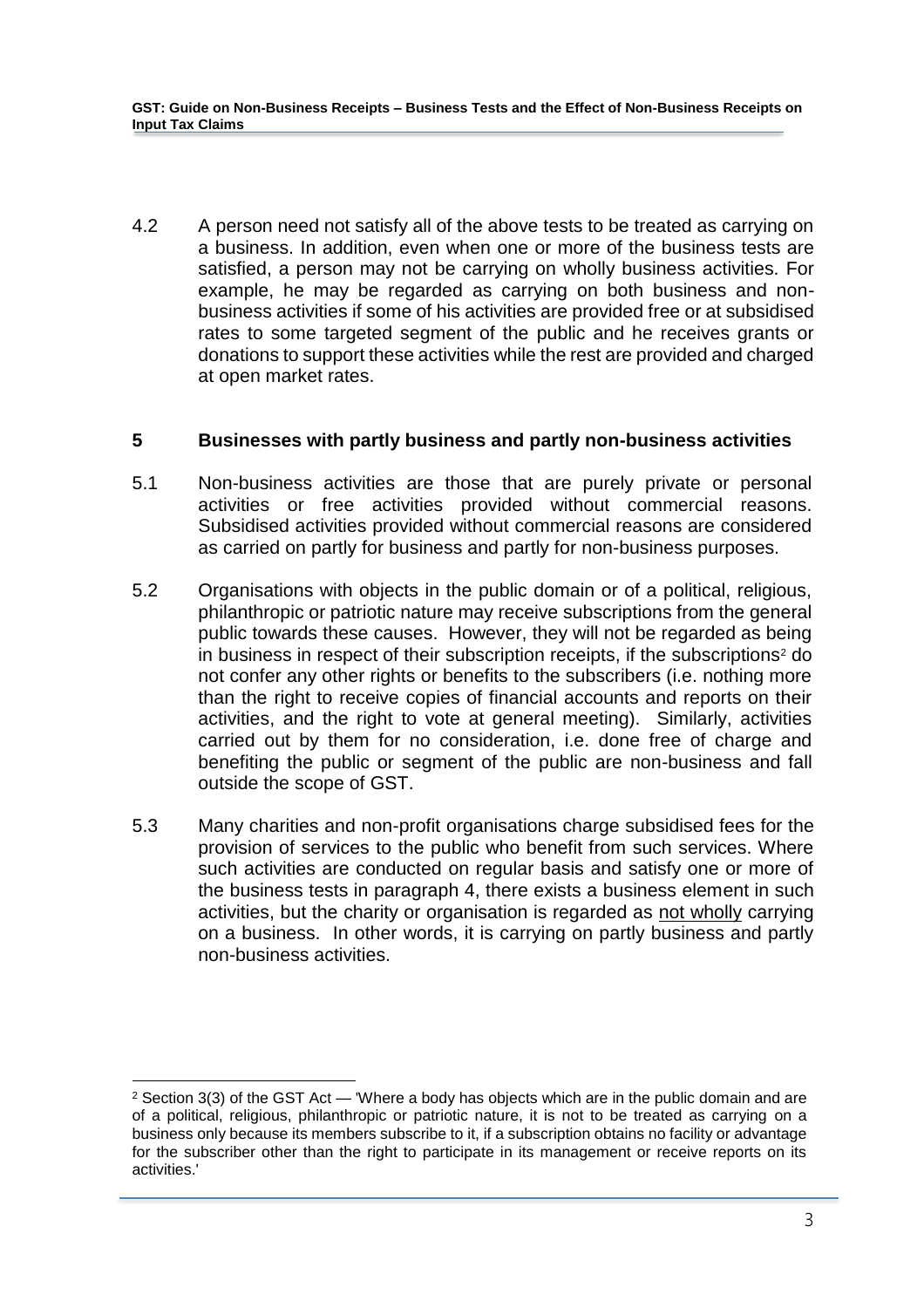4.2 A person need not satisfy all of the above tests to be treated as carrying on a business. In addition, even when one or more of the business tests are satisfied, a person may not be carrying on wholly business activities. For example, he may be regarded as carrying on both business and non-business activities if some of his activities are provided free or at subsidised rates to some targeted segment of the public and he receives grants or donations to support these activities while the rest are provided and charged at open market rates.

## 5 Businesses with partly business and partly non-business activities

5.1 Non-business activities are those that are purely private or personal activities or free activities provided without commercial reasons. Subsidised activities provided without commercial reasons are considered as carried on partly for business and partly for non-business purposes.

5.2 Organisations with objects in the public domain or of a political, religious, philanthropic or patriotic nature may receive subscriptions from the general public towards these causes. However, they will not be regarded as being in business in respect of their subscription receipts, if the subscriptions[2] do not confer any other rights or benefits to the subscribers (i.e. nothing more than the right to receive copies of financial accounts and reports on their activities, and the right to vote at general meeting). Similarly, activities carried out by them for no consideration, i.e. done free of charge and benefiting the public or segment of the public are non-business and fall outside the scope of GST.

5.3 Many charities and non-profit organisations charge subsidised fees for the provision of services to the public who benefit from such services. Where such activities are conducted on regular basis and satisfy one or more of the business tests in paragraph 4, there exists a business element in such activities, but the charity or organisation is regarded as <u>not wholly</u> carrying on a business. In other words, it is carrying on partly business and partly non-business activities.

---

[2] Section 3(3) of the GST Act — 'Where a body has objects which are in the public domain and are of a political, religious, philanthropic or patriotic nature, it is not to be treated as carrying on a business only because its members subscribe to it, if a subscription obtains no facility or advantage for the subscriber other than the right to participate in its management or receive reports on its activities.'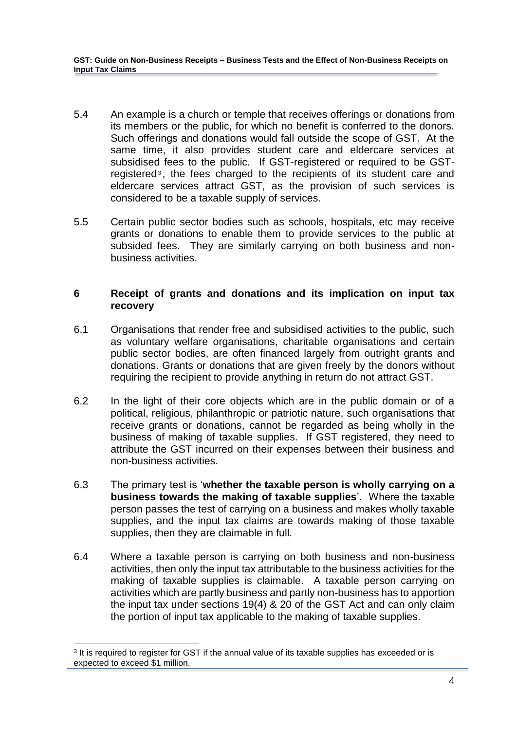5.4 An example is a church or temple that receives offerings or donations from its members or the public, for which no benefit is conferred to the donors. Such offerings and donations would fall outside the scope of GST. At the same time, it also provides student care and eldercare services at subsidised fees to the public. If GST-registered or required to be GST-registered[3], the fees charged to the recipients of its student care and eldercare services attract GST, as the provision of such services is considered to be a taxable supply of services.

5.5 Certain public sector bodies such as schools, hospitals, etc may receive grants or donations to enable them to provide services to the public at subsided fees. They are similarly carrying on both business and non-business activities.

## 6 Receipt of grants and donations and its implication on input tax recovery

6.1 Organisations that render free and subsidised activities to the public, such as voluntary welfare organisations, charitable organisations and certain public sector bodies, are often financed largely from outright grants and donations. Grants or donations that are given freely by the donors without requiring the recipient to provide anything in return do not attract GST.

6.2 In the light of their core objects which are in the public domain or of a political, religious, philanthropic or patriotic nature, such organisations that receive grants or donations, cannot be regarded as being wholly in the business of making of taxable supplies. If GST registered, they need to attribute the GST incurred on their expenses between their business and non-business activities.

6.3 The primary test is '**whether the taxable person is wholly carrying on a business towards the making of taxable supplies**'. Where the taxable person passes the test of carrying on a business and makes wholly taxable supplies, and the input tax claims are towards making of those taxable supplies, then they are claimable in full.

6.4 Where a taxable person is carrying on both business and non-business activities, then only the input tax attributable to the business activities for the making of taxable supplies is claimable. A taxable person carrying on activities which are partly business and partly non-business has to apportion the input tax under sections 19(4) & 20 of the GST Act and can only claim the portion of input tax applicable to the making of taxable supplies.

---

[3] It is required to register for GST if the annual value of its taxable supplies has exceeded or is expected to exceed $1 million.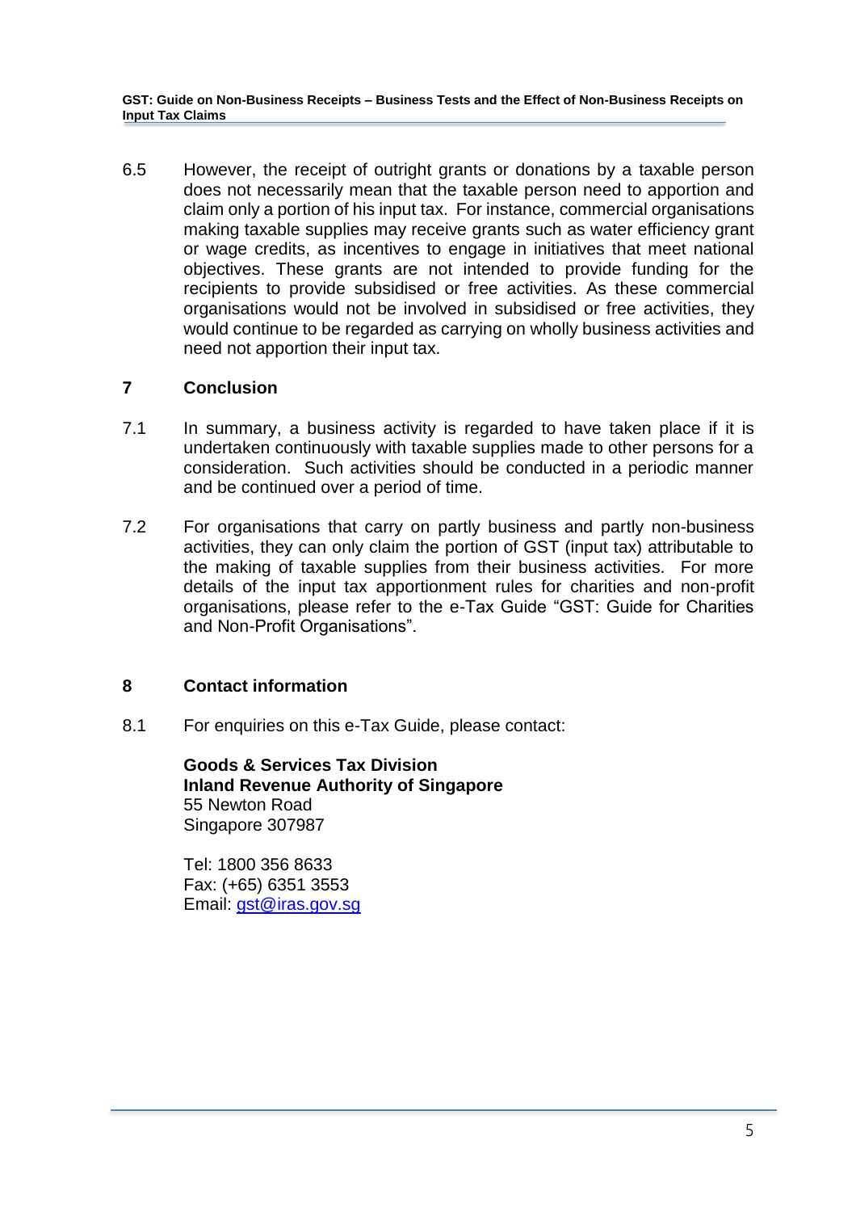6.5 However, the receipt of outright grants or donations by a taxable person does not necessarily mean that the taxable person need to apportion and claim only a portion of his input tax. For instance, commercial organisations making taxable supplies may receive grants such as water efficiency grant or wage credits, as incentives to engage in initiatives that meet national objectives. These grants are not intended to provide funding for the recipients to provide subsidised or free activities. As these commercial organisations would not be involved in subsidised or free activities, they would continue to be regarded as carrying on wholly business activities and need not apportion their input tax.

## 7 Conclusion

7.1 In summary, a business activity is regarded to have taken place if it is undertaken continuously with taxable supplies made to other persons for a consideration. Such activities should be conducted in a periodic manner and be continued over a period of time.

7.2 For organisations that carry on partly business and partly non-business activities, they can only claim the portion of GST (input tax) attributable to the making of taxable supplies from their business activities. For more details of the input tax apportionment rules for charities and non-profit organisations, please refer to the e-Tax Guide "GST: Guide for Charities and Non-Profit Organisations".

## 8 Contact information

8.1 For enquiries on this e-Tax Guide, please contact:

**Goods & Services Tax Division**
**Inland Revenue Authority of Singapore**
55 Newton Road
Singapore 307987

Tel: 1800 356 8633
Fax: (+65) 6351 3553
Email: gst@iras.gov.sg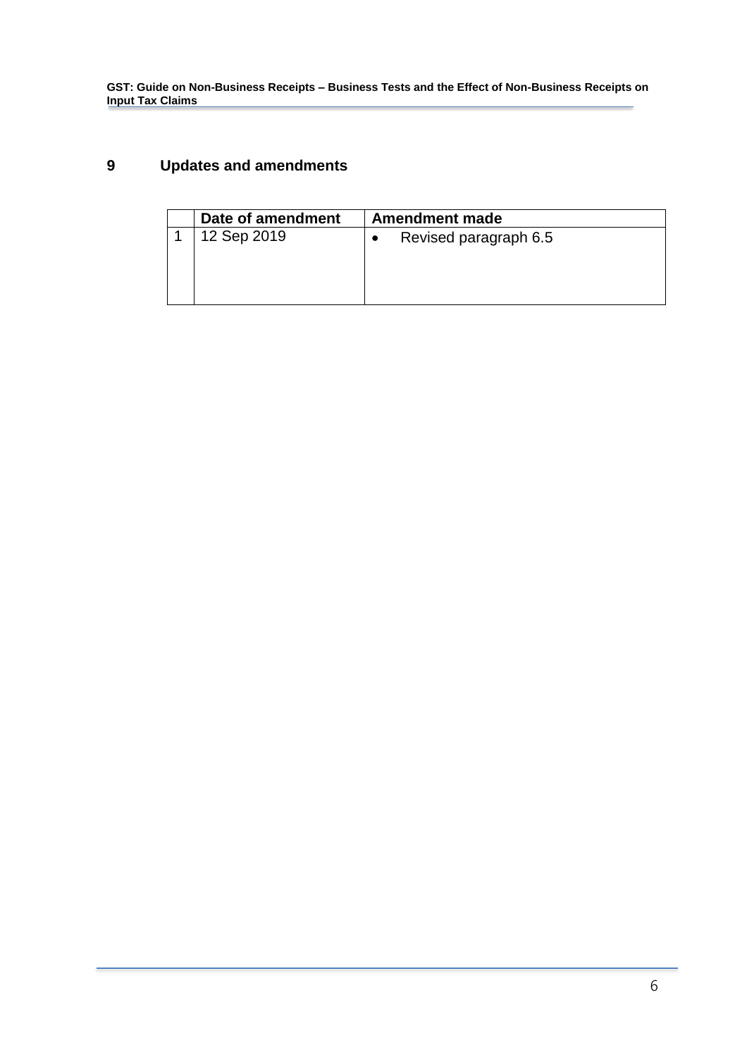# 9 Updates and amendments

| | Date of amendment | Amendment made |
|---|---|---|
| 1 | 12 Sep 2019 | • Revised paragraph 6.5 |